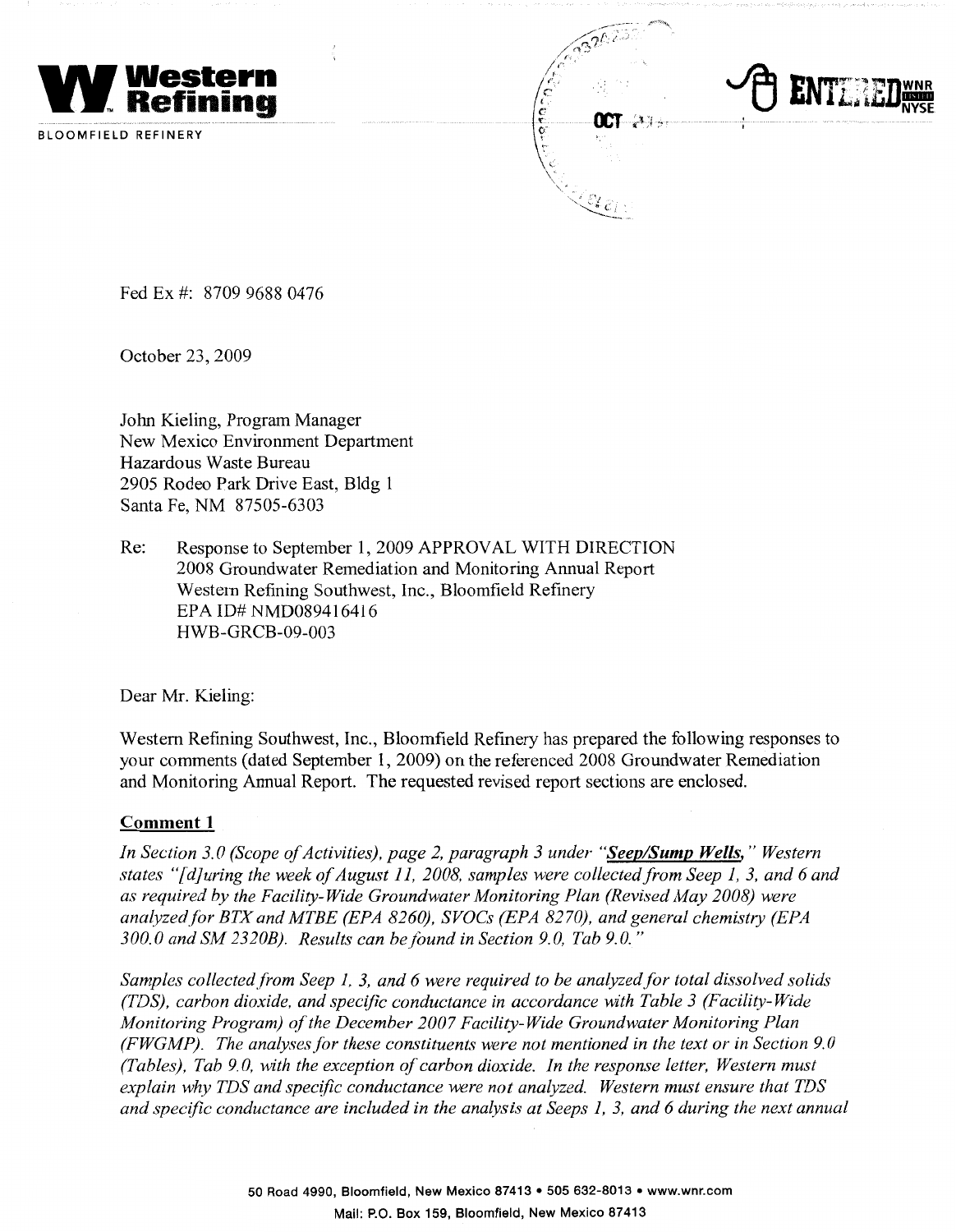**Western Refining**

BLOOMFIELD REFINERY

Fed Ex #: 8709 9688 0476

October 23, 2009

John Kieling, Program Manager
New Mexico Environment Department
Hazardous Waste Bureau
2905 Rodeo Park Drive East, Bldg 1
Santa Fe, NM 87505-6303

Re: Response to September 1, 2009 APPROVAL WITH DIRECTION
2008 Groundwater Remediation and Monitoring Annual Report
Western Refining Southwest, Inc., Bloomfield Refinery
EPA ID# NMD089416416
HWB-GRCB-09-003

Dear Mr. Kieling:

Western Refining Southwest, Inc., Bloomfield Refinery has prepared the following responses to your comments (dated September 1, 2009) on the referenced 2008 Groundwater Remediation and Monitoring Annual Report. The requested revised report sections are enclosed.

## Comment 1

*In Section 3.0 (Scope of Activities), page 2, paragraph 3 under "**Seep/Sump Wells**," Western states "[d]uring the week of August 11, 2008, samples were collected from Seep 1, 3, and 6 and as required by the Facility-Wide Groundwater Monitoring Plan (Revised May 2008) were analyzed for BTX and MTBE (EPA 8260), SVOCs (EPA 8270), and general chemistry (EPA 300.0 and SM 2320B). Results can be found in Section 9.0, Tab 9.0."*

*Samples collected from Seep 1, 3, and 6 were required to be analyzed for total dissolved solids (TDS), carbon dioxide, and specific conductance in accordance with Table 3 (Facility-Wide Monitoring Program) of the December 2007 Facility-Wide Groundwater Monitoring Plan (FWGMP). The analyses for these constituents were not mentioned in the text or in Section 9.0 (Tables), Tab 9.0, with the exception of carbon dioxide. In the response letter, Western must explain why TDS and specific conductance were not analyzed. Western must ensure that TDS and specific conductance are included in the analysis at Seeps 1, 3, and 6 during the next annual*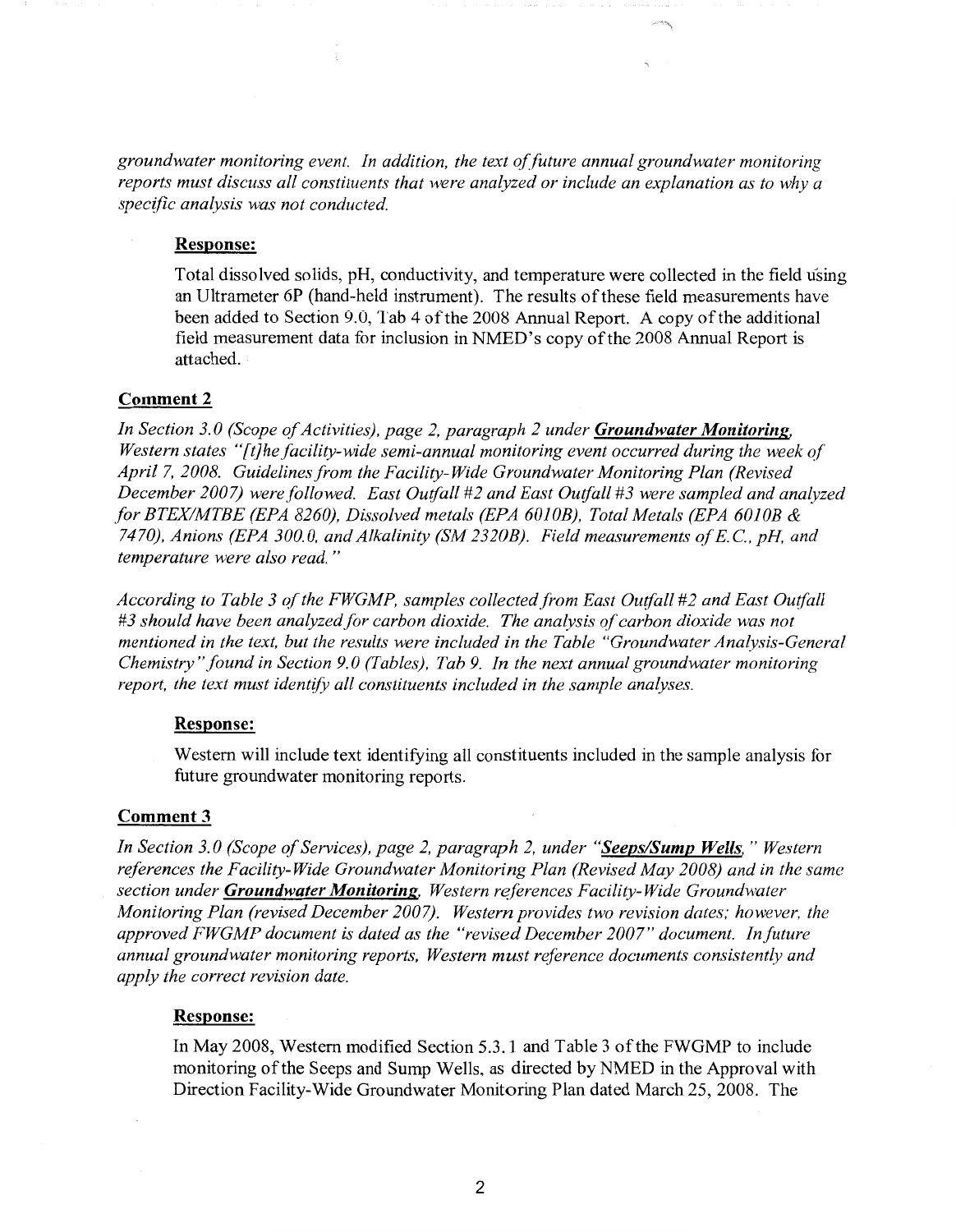*groundwater monitoring event. In addition, the text of future annual groundwater monitoring reports must discuss all constituents that were analyzed or include an explanation as to why a specific analysis was not conducted.*

**Response:**

Total dissolved solids, pH, conductivity, and temperature were collected in the field using an Ultrameter 6P (hand-held instrument). The results of these field measurements have been added to Section 9.0, Tab 4 of the 2008 Annual Report. A copy of the additional field measurement data for inclusion in NMED's copy of the 2008 Annual Report is attached.

**Comment 2**

*In Section 3.0 (Scope of Activities), page 2, paragraph 2 under **Groundwater Monitoring**, Western states "[t]he facility-wide semi-annual monitoring event occurred during the week of April 7, 2008. Guidelines from the Facility-Wide Groundwater Monitoring Plan (Revised December 2007) were followed. East Outfall #2 and East Outfall #3 were sampled and analyzed for BTEX/MTBE (EPA 8260), Dissolved metals (EPA 6010B), Total Metals (EPA 6010B & 7470), Anions (EPA 300.0, and Alkalinity (SM 2320B). Field measurements of E.C., pH, and temperature were also read."*

*According to Table 3 of the FWGMP, samples collected from East Outfall #2 and East Outfall #3 should have been analyzed for carbon dioxide. The analysis of carbon dioxide was not mentioned in the text, but the results were included in the Table "Groundwater Analysis-General Chemistry" found in Section 9.0 (Tables), Tab 9. In the next annual groundwater monitoring report, the text must identify all constituents included in the sample analyses.*

**Response:**

Western will include text identifying all constituents included in the sample analysis for future groundwater monitoring reports.

**Comment 3**

*In Section 3.0 (Scope of Services), page 2, paragraph 2, under "**Seeps/Sump Wells**," Western references the Facility-Wide Groundwater Monitoring Plan (Revised May 2008) and in the same section under **Groundwater Monitoring**, Western references Facility-Wide Groundwater Monitoring Plan (revised December 2007). Western provides two revision dates; however, the approved FWGMP document is dated as the "revised December 2007" document. In future annual groundwater monitoring reports, Western must reference documents consistently and apply the correct revision date.*

**Response:**

In May 2008, Western modified Section 5.3.1 and Table 3 of the FWGMP to include monitoring of the Seeps and Sump Wells, as directed by NMED in the Approval with Direction Facility-Wide Groundwater Monitoring Plan dated March 25, 2008. The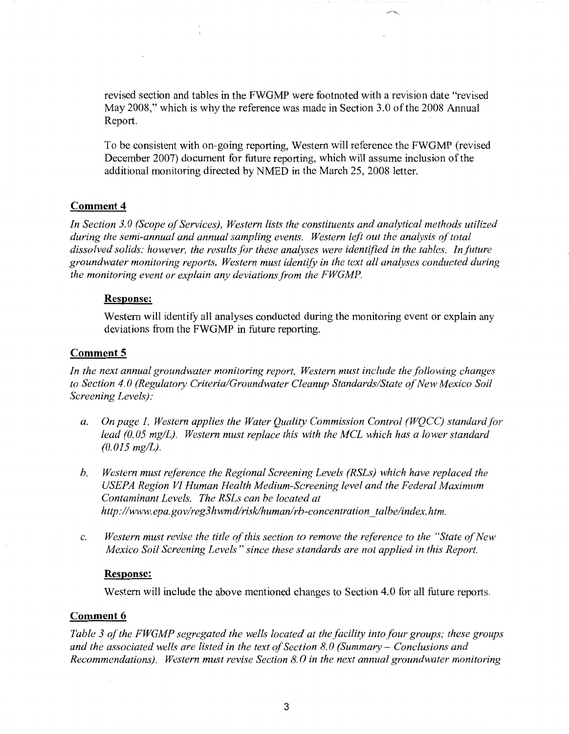revised section and tables in the FWGMP were footnoted with a revision date "revised May 2008," which is why the reference was made in Section 3.0 of the 2008 Annual Report.

To be consistent with on-going reporting, Western will reference the FWGMP (revised December 2007) document for future reporting, which will assume inclusion of the additional monitoring directed by NMED in the March 25, 2008 letter.

**Comment 4**

*In Section 3.0 (Scope of Services), Western lists the constituents and analytical methods utilized during the semi-annual and annual sampling events. Western left out the analysis of total dissolved solids; however, the results for these analyses were identified in the tables. In future groundwater monitoring reports, Western must identify in the text all analyses conducted during the monitoring event or explain any deviations from the FWGMP.*

**Response:**

Western will identify all analyses conducted during the monitoring event or explain any deviations from the FWGMP in future reporting.

**Comment 5**

*In the next annual groundwater monitoring report, Western must include the following changes to Section 4.0 (Regulatory Criteria/Groundwater Cleanup Standards/State of New Mexico Soil Screening Levels):*

a. *On page 1, Western applies the Water Quality Commission Control (WQCC) standard for lead (0.05 mg/L). Western must replace this with the MCL which has a lower standard (0.015 mg/L).*

b. *Western must reference the Regional Screening Levels (RSLs) which have replaced the USEPA Region VI Human Health Medium-Screening level and the Federal Maximum Contaminant Levels. The RSLs can be located at http://www.epa.gov/reg3hwmd/risk/human/rb-concentration_talbe/index.htm.*

c. *Western must revise the title of this section to remove the reference to the "State of New Mexico Soil Screening Levels" since these standards are not applied in this Report.*

**Response:**

Western will include the above mentioned changes to Section 4.0 for all future reports.

**Comment 6**

*Table 3 of the FWGMP segregated the wells located at the facility into four groups; these groups and the associated wells are listed in the text of Section 8.0 (Summary – Conclusions and Recommendations). Western must revise Section 8.0 in the next annual groundwater monitoring*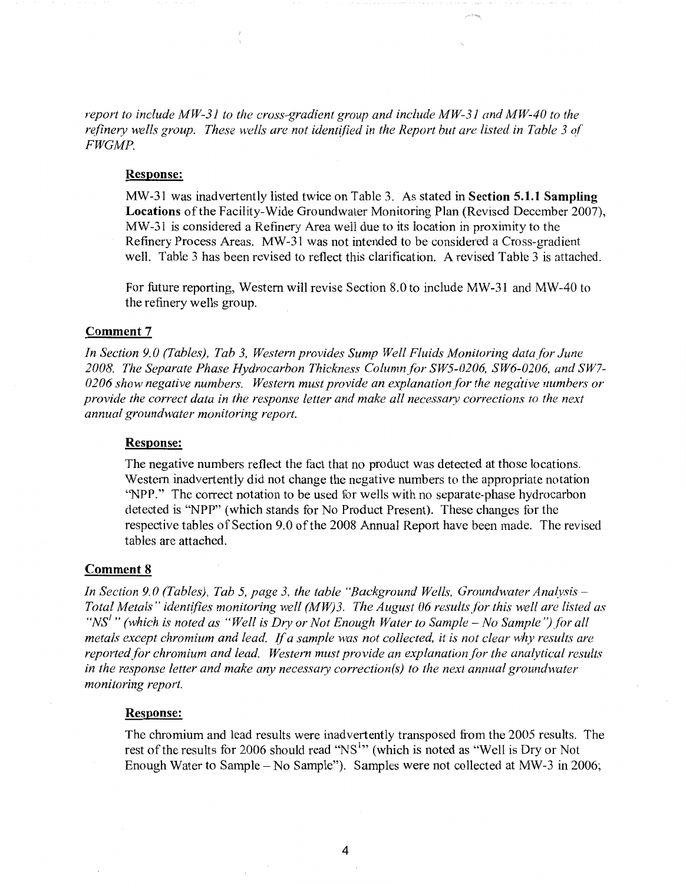*report to include MW-31 to the cross-gradient group and include MW-31 and MW-40 to the refinery wells group. These wells are not identified in the Report but are listed in Table 3 of FWGMP.*

**Response:**

MW-31 was inadvertently listed twice on Table 3. As stated in **Section 5.1.1 Sampling Locations** of the Facility-Wide Groundwater Monitoring Plan (Revised December 2007), MW-31 is considered a Refinery Area well due to its location in proximity to the Refinery Process Areas. MW-31 was not intended to be considered a Cross-gradient well. Table 3 has been revised to reflect this clarification. A revised Table 3 is attached.

For future reporting, Western will revise Section 8.0 to include MW-31 and MW-40 to the refinery wells group.

## Comment 7

*In Section 9.0 (Tables), Tab 3, Western provides Sump Well Fluids Monitoring data for June 2008. The Separate Phase Hydrocarbon Thickness Column for SW5-0206, SW6-0206, and SW7-0206 show negative numbers. Western must provide an explanation for the negative numbers or provide the correct data in the response letter and make all necessary corrections to the next annual groundwater monitoring report.*

**Response:**

The negative numbers reflect the fact that no product was detected at those locations. Western inadvertently did not change the negative numbers to the appropriate notation "NPP." The correct notation to be used for wells with no separate-phase hydrocarbon detected is "NPP" (which stands for No Product Present). These changes for the respective tables of Section 9.0 of the 2008 Annual Report have been made. The revised tables are attached.

## Comment 8

*In Section 9.0 (Tables), Tab 5, page 3, the table "Background Wells, Groundwater Analysis – Total Metals" identifies monitoring well (MW)3. The August 06 results for this well are listed as "NS[1]" (which is noted as "Well is Dry or Not Enough Water to Sample – No Sample") for all metals except chromium and lead. If a sample was not collected, it is not clear why results are reported for chromium and lead. Western must provide an explanation for the analytical results in the response letter and make any necessary correction(s) to the next annual groundwater monitoring report.*

**Response:**

The chromium and lead results were inadvertently transposed from the 2005 results. The rest of the results for 2006 should read "NS[1]" (which is noted as "Well is Dry or Not Enough Water to Sample – No Sample"). Samples were not collected at MW-3 in 2006;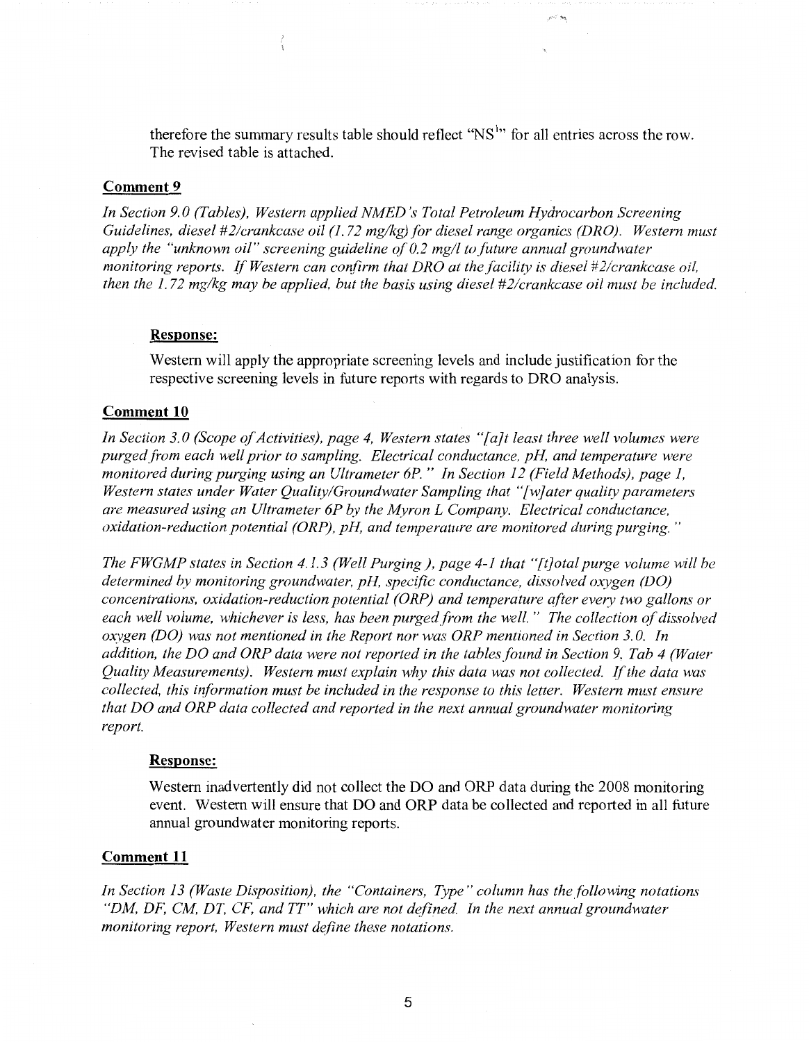therefore the summary results table should reflect "NS[1]" for all entries across the row. The revised table is attached.

**Comment 9**

*In Section 9.0 (Tables), Western applied NMED's Total Petroleum Hydrocarbon Screening Guidelines, diesel #2/crankcase oil (1.72 mg/kg) for diesel range organics (DRO). Western must apply the "unknown oil" screening guideline of 0.2 mg/l to future annual groundwater monitoring reports. If Western can confirm that DRO at the facility is diesel #2/crankcase oil, then the 1.72 mg/kg may be applied, but the basis using diesel #2/crankcase oil must be included.*

**Response:**

Western will apply the appropriate screening levels and include justification for the respective screening levels in future reports with regards to DRO analysis.

**Comment 10**

*In Section 3.0 (Scope of Activities), page 4, Western states "[a]t least three well volumes were purged from each well prior to sampling. Electrical conductance, pH, and temperature were monitored during purging using an Ultrameter 6P." In Section 12 (Field Methods), page 1, Western states under Water Quality/Groundwater Sampling that "[w]ater quality parameters are measured using an Ultrameter 6P by the Myron L Company. Electrical conductance, oxidation-reduction potential (ORP), pH, and temperature are monitored during purging."*

*The FWGMP states in Section 4.1.3 (Well Purging), page 4-1 that "[t]otal purge volume will be determined by monitoring groundwater, pH, specific conductance, dissolved oxygen (DO) concentrations, oxidation-reduction potential (ORP) and temperature after every two gallons or each well volume, whichever is less, has been purged from the well." The collection of dissolved oxygen (DO) was not mentioned in the Report nor was ORP mentioned in Section 3.0. In addition, the DO and ORP data were not reported in the tables found in Section 9, Tab 4 (Water Quality Measurements). Western must explain why this data was not collected. If the data was collected, this information must be included in the response to this letter. Western must ensure that DO and ORP data collected and reported in the next annual groundwater monitoring report.*

**Response:**

Western inadvertently did not collect the DO and ORP data during the 2008 monitoring event. Western will ensure that DO and ORP data be collected and reported in all future annual groundwater monitoring reports.

**Comment 11**

*In Section 13 (Waste Disposition), the "Containers, Type" column has the following notations "DM, DF, CM, DT, CF, and TT" which are not defined. In the next annual groundwater monitoring report, Western must define these notations.*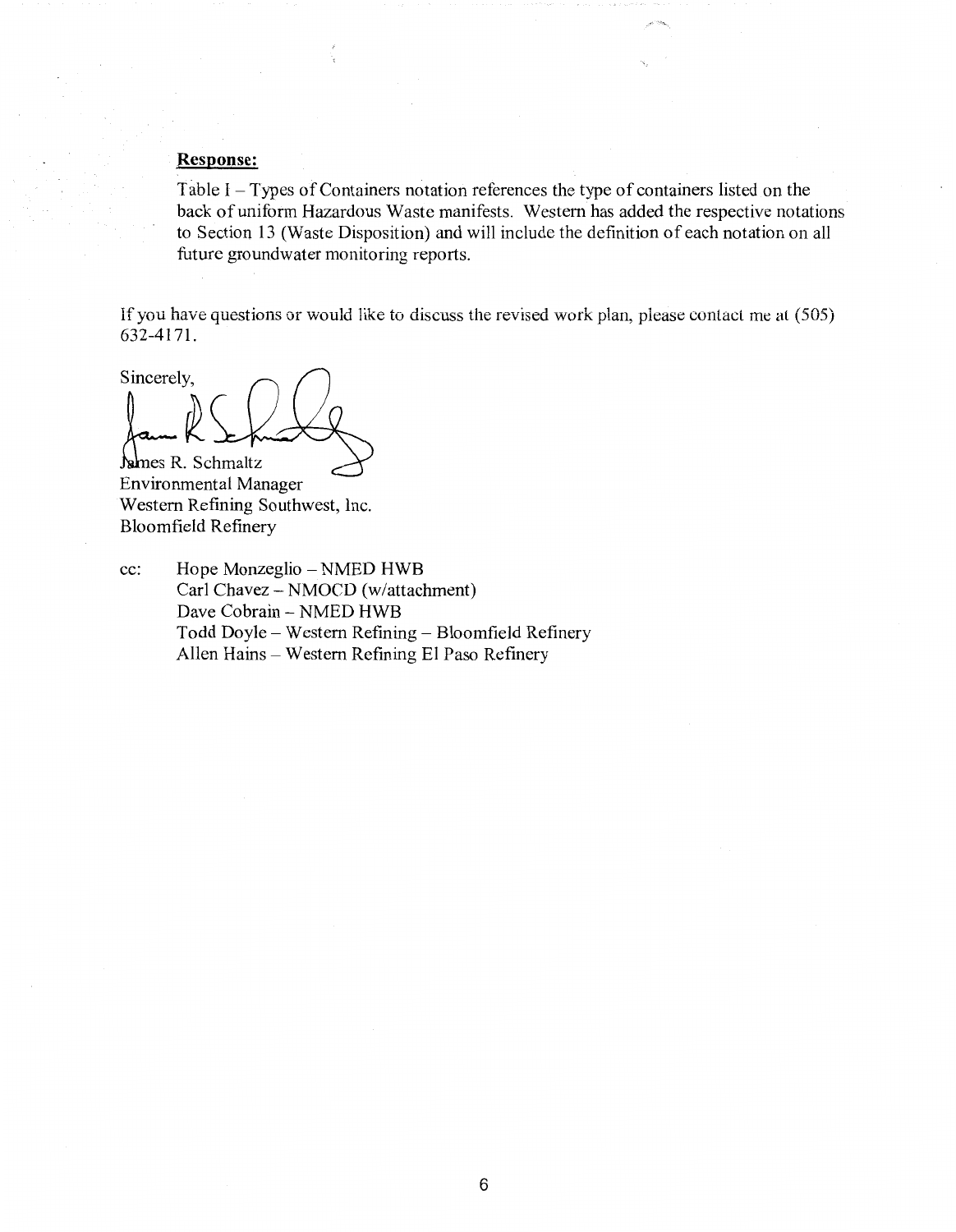**Response:**

Table I – Types of Containers notation references the type of containers listed on the back of uniform Hazardous Waste manifests. Western has added the respective notations to Section 13 (Waste Disposition) and will include the definition of each notation on all future groundwater monitoring reports.

If you have questions or would like to discuss the revised work plan, please contact me at (505) 632-4171.

Sincerely,

James R. Schmaltz
Environmental Manager
Western Refining Southwest, Inc.
Bloomfield Refinery

cc: Hope Monzeglio – NMED HWB
Carl Chavez – NMOCD (w/attachment)
Dave Cobrain – NMED HWB
Todd Doyle – Western Refining – Bloomfield Refinery
Allen Hains – Western Refining El Paso Refinery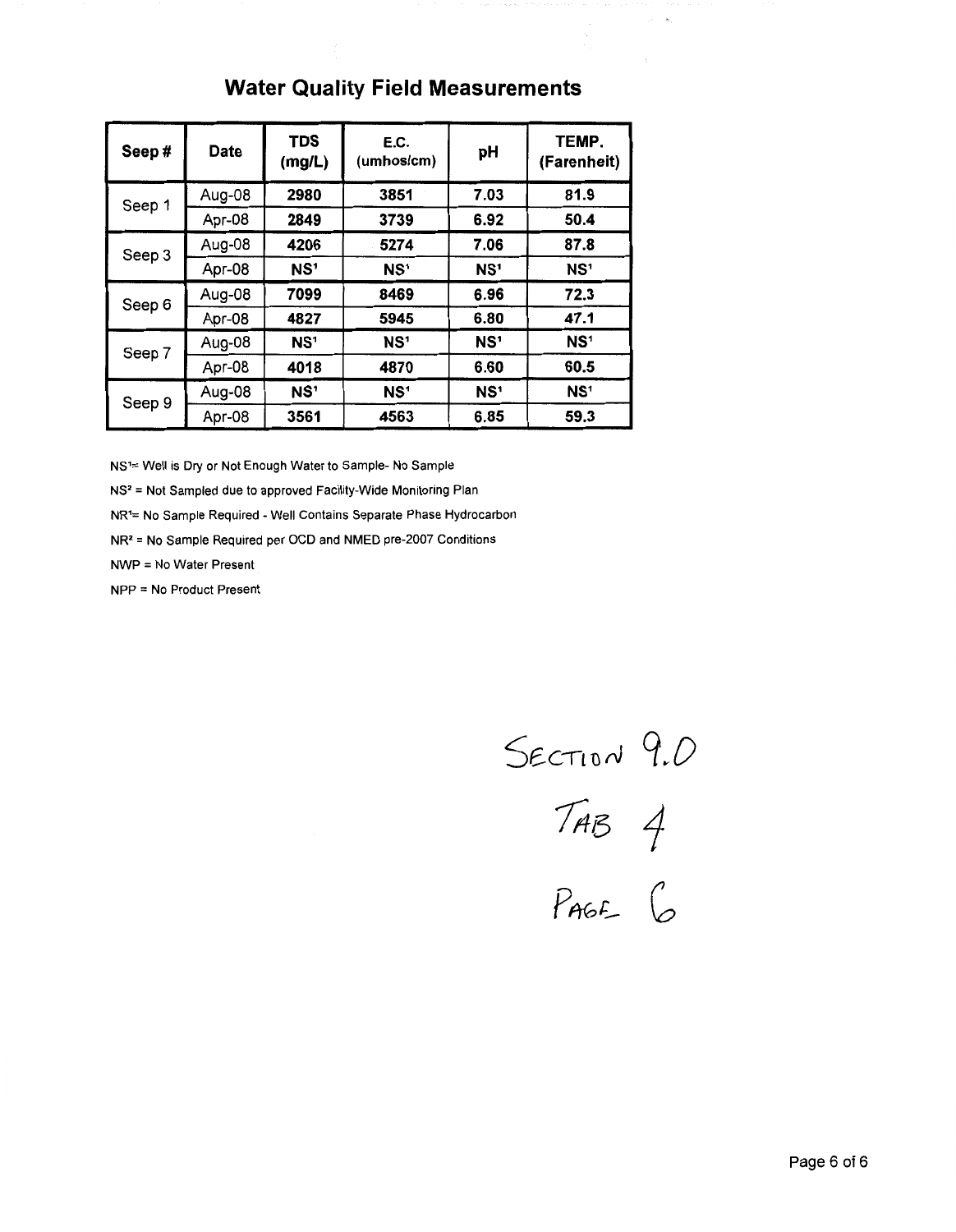## Water Quality Field Measurements

| Seep # | Date | TDS (mg/L) | E.C. (umhos/cm) | pH | TEMP. (Farenheit) |
|---|---|---|---|---|---|
| Seep 1 | Aug-08 | **2980** | **3851** | **7.03** | **81.9** |
| | Apr-08 | **2849** | **3739** | **6.92** | **50.4** |
| Seep 3 | Aug-08 | **4206** | **5274** | **7.06** | **87.8** |
| | Apr-08 | **NS[1]** | **NS[1]** | **NS[1]** | **NS[1]** |
| Seep 6 | Aug-08 | **7099** | **8469** | **6.96** | **72.3** |
| | Apr-08 | **4827** | **5945** | **6.80** | **47.1** |
| Seep 7 | Aug-08 | **NS[1]** | **NS[1]** | **NS[1]** | **NS[1]** |
| | Apr-08 | **4018** | **4870** | **6.60** | **60.5** |
| Seep 9 | Aug-08 | **NS[1]** | **NS[1]** | **NS[1]** | **NS[1]** |
| | Apr-08 | **3561** | **4563** | **6.85** | **59.3** |

NS[1] = Well is Dry or Not Enough Water to Sample- No Sample

NS[2] = Not Sampled due to approved Facility-Wide Monitoring Plan

NR[1] = No Sample Required - Well Contains Separate Phase Hydrocarbon

NR[2] = No Sample Required per OCD and NMED pre-2007 Conditions

NWP = No Water Present

NPP = No Product Present

SECTION 9.0

TAB 4

PAGE 6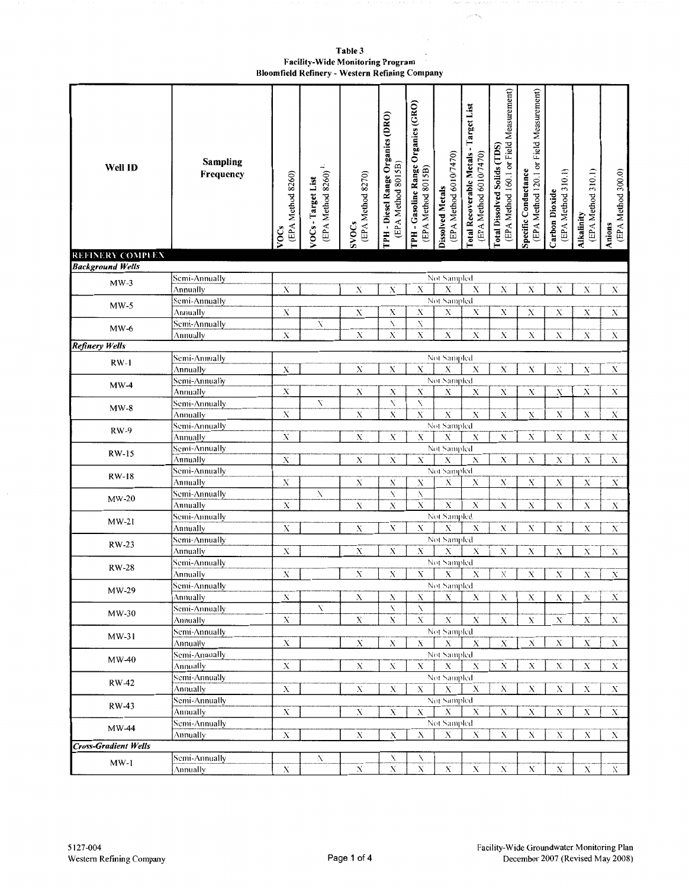**Table 3**
**Facility-Wide Monitoring Program**
**Bloomfield Refinery - Western Refining Company**

| Well ID | Sampling Frequency | VOCs (EPA Method 8260) | VOCs - Target List (EPA Method 8260)[1] | SVOCs (EPA Method 8270) | TPH - Diesel Range Organics (DRO) (EPA Method 8015B) | TPH - Gasoline Range Organics (GRO) (EPA Method 8015B) | Dissolved Metals (EPA Method 6010/7470) | Total Recoverable Metals - Target List (EPA Method 6010/7470) | Total Dissolved Solids (TDS) (EPA Method 160.1 or Field Measurement) | Specific Conductance (EPA Method 120.1 or Field Measurement) | Carbon Dioxide (EPA Method 310.1) | Alkalinity (EPA Method 310.1) | Anions (EPA Method 300.0) |
|---|---|---|---|---|---|---|---|---|---|---|---|---|---|
| **REFINERY COMPLEX** | | | | | | | | | | | | | |
| ***Background Wells*** | | | | | | | | | | | | | |
| MW-3 | Semi-Annually | Not Sampled | | | | | | | | | | | |
| | Annually | X | | X | X | X | X | X | X | X | X | X | X |
| MW-5 | Semi-Annually | Not Sampled | | | | | | | | | | | |
| | Annually | X | | X | X | X | X | X | X | X | X | X | X |
| MW-6 | Semi-Annually | | X | | X | X | | | | | | | |
| | Annually | X | | X | X | X | X | X | X | X | X | X | X |
| ***Refinery Wells*** | | | | | | | | | | | | | |
| RW-1 | Semi-Annually | Not Sampled | | | | | | | | | | | |
| | Annually | X | | X | X | X | X | X | X | X | X | X | X |
| MW-4 | Semi-Annually | Not Sampled | | | | | | | | | | | |
| | Annually | X | | X | X | X | X | X | X | X | X | X | X |
| MW-8 | Semi-Annually | | X | | X | X | | | | | | | |
| | Annually | X | | X | X | X | X | X | X | X | X | X | X |
| RW-9 | Semi-Annually | Not Sampled | | | | | | | | | | | |
| | Annually | X | | X | X | X | X | X | X | X | X | X | X |
| RW-15 | Semi-Annually | Not Sampled | | | | | | | | | | | |
| | Annually | X | | X | X | X | X | X | X | X | X | X | X |
| RW-18 | Semi-Annually | Not Sampled | | | | | | | | | | | |
| | Annually | X | | X | X | X | X | X | X | X | X | X | X |
| MW-20 | Semi-Annually | | X | | X | X | | | | | | | |
| | Annually | X | | X | X | X | X | X | X | X | X | X | X |
| MW-21 | Semi-Annually | Not Sampled | | | | | | | | | | | |
| | Annually | X | | X | X | X | X | X | X | X | X | X | X |
| RW-23 | Semi-Annually | Not Sampled | | | | | | | | | | | |
| | Annually | X | | X | X | X | X | X | X | X | X | X | X |
| RW-28 | Semi-Annually | Not Sampled | | | | | | | | | | | |
| | Annually | X | | X | X | X | X | X | X | X | X | X | X |
| MW-29 | Semi-Annually | Not Sampled | | | | | | | | | | | |
| | Annually | X | | X | X | X | X | X | X | X | X | X | X |
| MW-30 | Semi-Annually | | X | | X | X | | | | | | | |
| | Annually | X | | X | X | X | X | X | X | X | X | X | X |
| MW-31 | Semi-Annually | Not Sampled | | | | | | | | | | | |
| | Annually | X | | X | X | X | X | X | X | X | X | X | X |
| MW-40 | Semi-Annually | Not Sampled | | | | | | | | | | | |
| | Annually | X | | X | X | X | X | X | X | X | X | X | X |
| RW-42 | Semi-Annually | Not Sampled | | | | | | | | | | | |
| | Annually | X | | X | X | X | X | X | X | X | X | X | X |
| RW-43 | Semi-Annually | Not Sampled | | | | | | | | | | | |
| | Annually | X | | X | X | X | X | X | X | X | X | X | X |
| MW-44 | Semi-Annually | Not Sampled | | | | | | | | | | | |
| | Annually | X | | X | X | X | X | X | X | X | X | X | X |
| ***Cross-Gradient Wells*** | | | | | | | | | | | | | |
| MW-1 | Semi-Annually | | X | | X | X | | | | | | | |
| | Annually | X | | X | X | X | X | X | X | X | X | X | X |

5127-004
Western Refining Company

Facility-Wide Groundwater Monitoring Plan
December 2007 (Revised May 2008)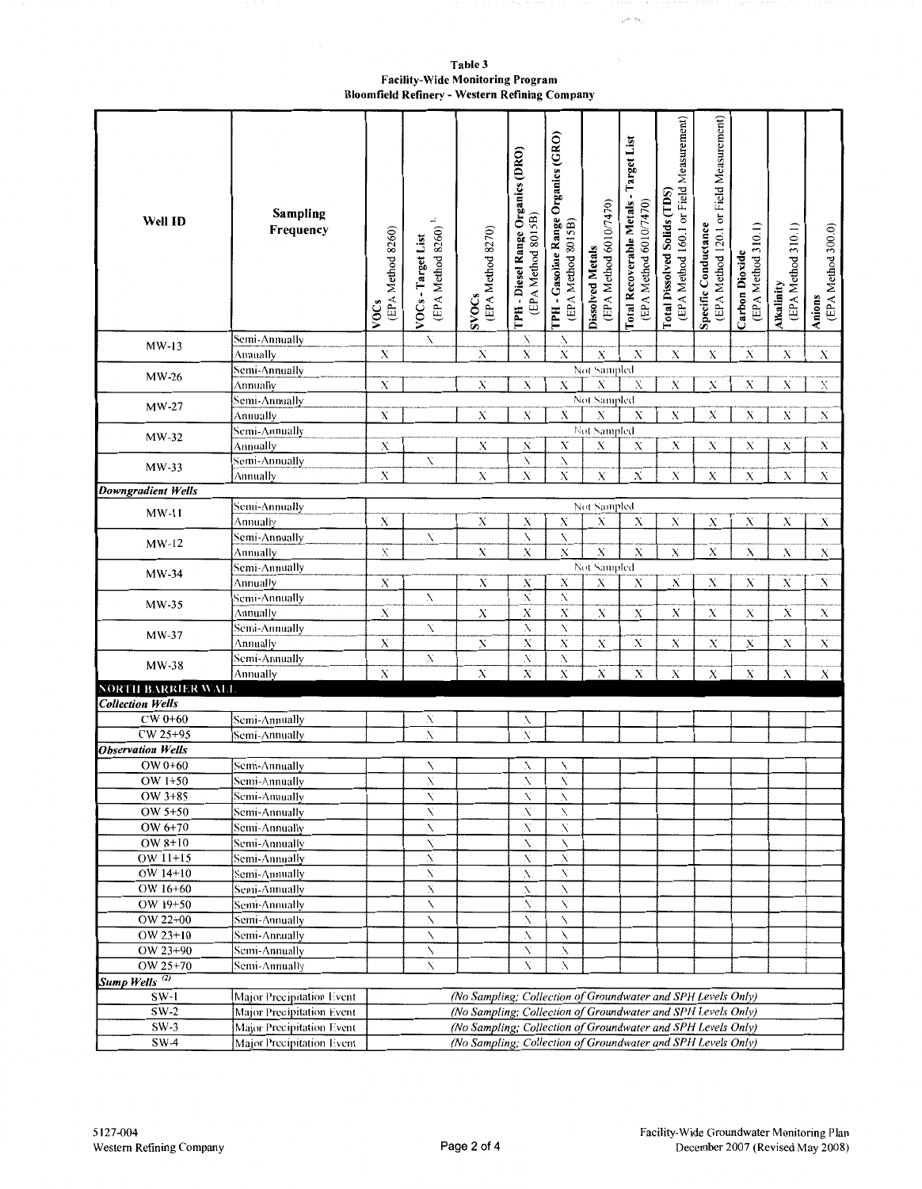**Table 3**
**Facility-Wide Monitoring Program**
**Bloomfield Refinery - Western Refining Company**

| Well ID | Sampling Frequency | VOCs (EPA Method 8260) | VOCs - Target List (EPA Method 8260) [1] | SVOCs (EPA Method 8270) | TPH - Diesel Range Organics (DRO) (EPA Method 8015B) | TPH - Gasoline Range Organics (GRO) (EPA Method 8015B) | Dissolved Metals (EPA Method 6010/7470) | Total Recoverable Metals - Target List (EPA Method 6010/7470) | Total Dissolved Solids (TDS) (EPA Method 160.1 or Field Measurement) | Specific Conductance (EPA Method 120.1 or Field Measurement) | Carbon Dioxide (EPA Method 310.1) | Alkalinity (EPA Method 310.1) | Anions (EPA Method 300.0) |
|---|---|---|---|---|---|---|---|---|---|---|---|---|---|
| MW-13 | Semi-Annually | | X | | X | X | | | | | | | |
| | Annually | X | | X | X | X | X | X | X | X | X | X | X |
| MW-26 | Semi-Annually | Not Sampled | | | | | | | | | | | |
| | Annually | X | | X | X | X | X | X | X | X | X | X | X |
| MW-27 | Semi-Annually | Not Sampled | | | | | | | | | | | |
| | Annually | X | | X | X | X | X | X | X | X | X | X | X |
| MW-32 | Semi-Annually | Not Sampled | | | | | | | | | | | |
| | Annually | X | | X | X | X | X | X | X | X | X | X | X |
| MW-33 | Semi-Annually | | X | | X | X | | | | | | | |
| | Annually | X | | X | X | X | X | X | X | X | X | X | X |
| ***Downgradient Wells*** | | | | | | | | | | | | | |
| MW-11 | Semi-Annually | Not Sampled | | | | | | | | | | | |
| | Annually | X | | X | X | X | X | X | X | X | X | X | X |
| MW-12 | Semi-Annually | | X | | X | X | | | | | | | |
| | Annually | X | | X | X | X | X | X | X | X | X | X | X |
| MW-34 | Semi-Annually | Not Sampled | | | | | | | | | | | |
| | Annually | X | | X | X | X | X | X | X | X | X | X | X |
| MW-35 | Semi-Annually | | X | | X | X | | | | | | | |
| | Annually | X | | X | X | X | X | X | X | X | X | X | X |
| MW-37 | Semi-Annually | | X | | X | X | | | | | | | |
| | Annually | X | | X | X | X | X | X | X | X | X | X | X |
| MW-38 | Semi-Annually | | X | | X | X | | | | | | | |
| | Annually | X | | X | X | X | X | X | X | X | X | X | X |
| **NORTH BARRIER WALL** | | | | | | | | | | | | | |
| ***Collection Wells*** | | | | | | | | | | | | | |
| CW 0+60 | Semi-Annually | | X | | X | | | | | | | | |
| CW 25+95 | Semi-Annually | | X | | X | | | | | | | | |
| ***Observation Wells*** | | | | | | | | | | | | | |
| OW 0+60 | Semi-Annually | | X | | X | X | | | | | | | |
| OW 1+50 | Semi-Annually | | X | | X | X | | | | | | | |
| OW 3+85 | Semi-Annually | | X | | X | X | | | | | | | |
| OW 5+50 | Semi-Annually | | X | | X | X | | | | | | | |
| OW 6+70 | Semi-Annually | | X | | X | X | | | | | | | |
| OW 8+10 | Semi-Annually | | X | | X | X | | | | | | | |
| OW 11+15 | Semi-Annually | | X | | X | X | | | | | | | |
| OW 14+10 | Semi-Annually | | X | | X | X | | | | | | | |
| OW 16+60 | Semi-Annually | | X | | X | X | | | | | | | |
| OW 19+50 | Semi-Annually | | X | | X | X | | | | | | | |
| OW 22+00 | Semi-Annually | | X | | X | X | | | | | | | |
| OW 23+10 | Semi-Annually | | X | | X | X | | | | | | | |
| OW 23+90 | Semi-Annually | | X | | X | X | | | | | | | |
| OW 25+70 | Semi-Annually | | X | | X | X | | | | | | | |
| ***Sump Wells [2]*** | | | | | | | | | | | | | |
| SW-1 | Major Precipitation Event | *(No Sampling; Collection of Groundwater and SPH Levels Only)* | | | | | | | | | | | |
| SW-2 | Major Precipitation Event | *(No Sampling; Collection of Groundwater and SPH Levels Only)* | | | | | | | | | | | |
| SW-3 | Major Precipitation Event | *(No Sampling; Collection of Groundwater and SPH Levels Only)* | | | | | | | | | | | |
| SW-4 | Major Precipitation Event | *(No Sampling; Collection of Groundwater and SPH Levels Only)* | | | | | | | | | | | |

5127-004
Western Refining Company

Facility-Wide Groundwater Monitoring Plan
December 2007 (Revised May 2008)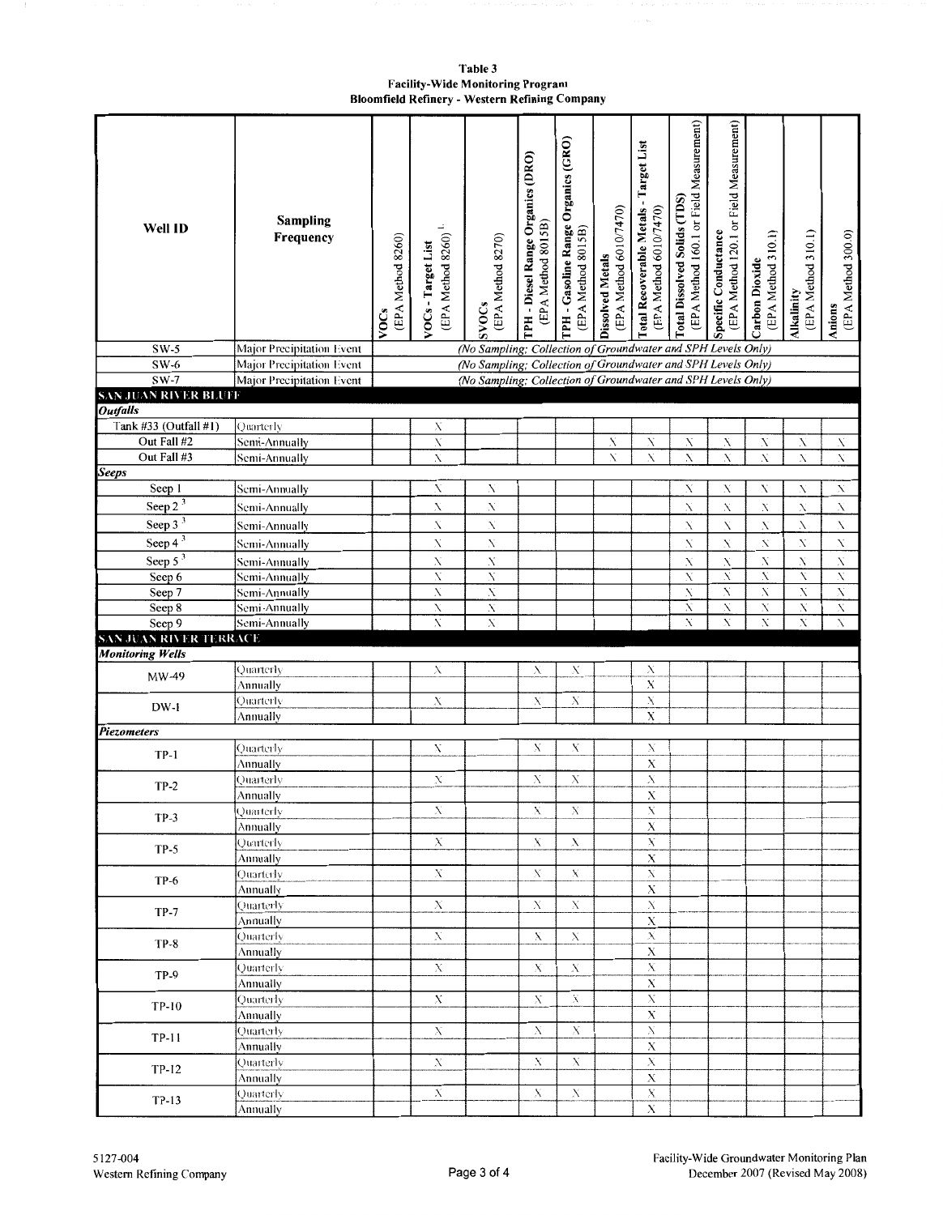**Table 3**
**Facility-Wide Monitoring Program**
**Bloomfield Refinery - Western Refining Company**

| Well ID | Sampling Frequency | VOCs (EPA Method 8260) | VOCs - Target List (EPA Method 8260) [1] | SVOCs (EPA Method 8270) | TPH - Diesel Range Organics (DRO) (EPA Method 8015B) | TPH - Gasoline Range Organics (GRO) (EPA Method 8015B) | Dissolved Metals (EPA Method 6010/7470) | Total Recoverable Metals - Target List (EPA Method 6010/7470) | Total Dissolved Solids (TDS) (EPA Method 160.1 or Field Measurement) | Specific Conductance (EPA Method 120.1 or Field Measurement) | Carbon Dioxide (EPA Method 310.1) | Alkalinity (EPA Method 310.1) | Anions (EPA Method 300.0) |
|---|---|---|---|---|---|---|---|---|---|---|---|---|---|
| SW-5 | Major Precipitation Event | (No Sampling; Collection of Groundwater and SPH Levels Only) | | | | | | | | | | | |
| SW-6 | Major Precipitation Event | (No Sampling; Collection of Groundwater and SPH Levels Only) | | | | | | | | | | | |
| SW-7 | Major Precipitation Event | (No Sampling; Collection of Groundwater and SPH Levels Only) | | | | | | | | | | | |
| **SAN JUAN RIVER BLUFF** | | | | | | | | | | | | | |
| ***Outfalls*** | | | | | | | | | | | | | |
| Tank #33 (Outfall #1) | Quarterly | | X | | | | | | | | | | |
| Out Fall #2 | Semi-Annually | | X | | | | X | X | X | X | X | X | X |
| Out Fall #3 | Semi-Annually | | X | | | | X | X | X | X | X | X | X |
| ***Seeps*** | | | | | | | | | | | | | |
| Seep 1 | Semi-Annually | | X | X | | | | | X | X | X | X | X |
| Seep 2 [3] | Semi-Annually | | X | X | | | | | X | X | X | X | X |
| Seep 3 [3] | Semi-Annually | | X | X | | | | | X | X | X | X | X |
| Seep 4 [3] | Semi-Annually | | X | X | | | | | X | X | X | X | X |
| Seep 5 [3] | Semi-Annually | | X | X | | | | | X | X | X | X | X |
| Seep 6 | Semi-Annually | | X | X | | | | | X | X | X | X | X |
| Seep 7 | Semi-Annually | | X | X | | | | | X | X | X | X | X |
| Seep 8 | Semi-Annually | | X | X | | | | | X | X | X | X | X |
| Seep 9 | Semi-Annually | | X | X | | | | | X | X | X | X | X |
| **SAN JUAN RIVER TERRACE** | | | | | | | | | | | | | |
| ***Monitoring Wells*** | | | | | | | | | | | | | |
| MW-49 | Quarterly | | X | | X | X | | X | | | | | |
| | Annually | | | | | | | X | | | | | |
| DW-1 | Quarterly | | X | | X | X | | X | | | | | |
| | Annually | | | | | | | X | | | | | |
| ***Piezometers*** | | | | | | | | | | | | | |
| TP-1 | Quarterly | | X | | X | X | | X | | | | | |
| | Annually | | | | | | | X | | | | | |
| TP-2 | Quarterly | | X | | X | X | | X | | | | | |
| | Annually | | | | | | | X | | | | | |
| TP-3 | Quarterly | | X | | X | X | | X | | | | | |
| | Annually | | | | | | | X | | | | | |
| TP-5 | Quarterly | | X | | X | X | | X | | | | | |
| | Annually | | | | | | | X | | | | | |
| TP-6 | Quarterly | | X | | X | X | | X | | | | | |
| | Annually | | | | | | | X | | | | | |
| TP-7 | Quarterly | | X | | X | X | | X | | | | | |
| | Annually | | | | | | | X | | | | | |
| TP-8 | Quarterly | | X | | X | X | | X | | | | | |
| | Annually | | | | | | | X | | | | | |
| TP-9 | Quarterly | | X | | X | X | | X | | | | | |
| | Annually | | | | | | | X | | | | | |
| TP-10 | Quarterly | | X | | X | X | | X | | | | | |
| | Annually | | | | | | | X | | | | | |
| TP-11 | Quarterly | | X | | X | X | | X | | | | | |
| | Annually | | | | | | | X | | | | | |
| TP-12 | Quarterly | | X | | X | X | | X | | | | | |
| | Annually | | | | | | | X | | | | | |
| TP-13 | Quarterly | | X | | X | X | | X | | | | | |
| | Annually | | | | | | | X | | | | | |

5127-004
Western Refining Company

Facility-Wide Groundwater Monitoring Plan
December 2007 (Revised May 2008)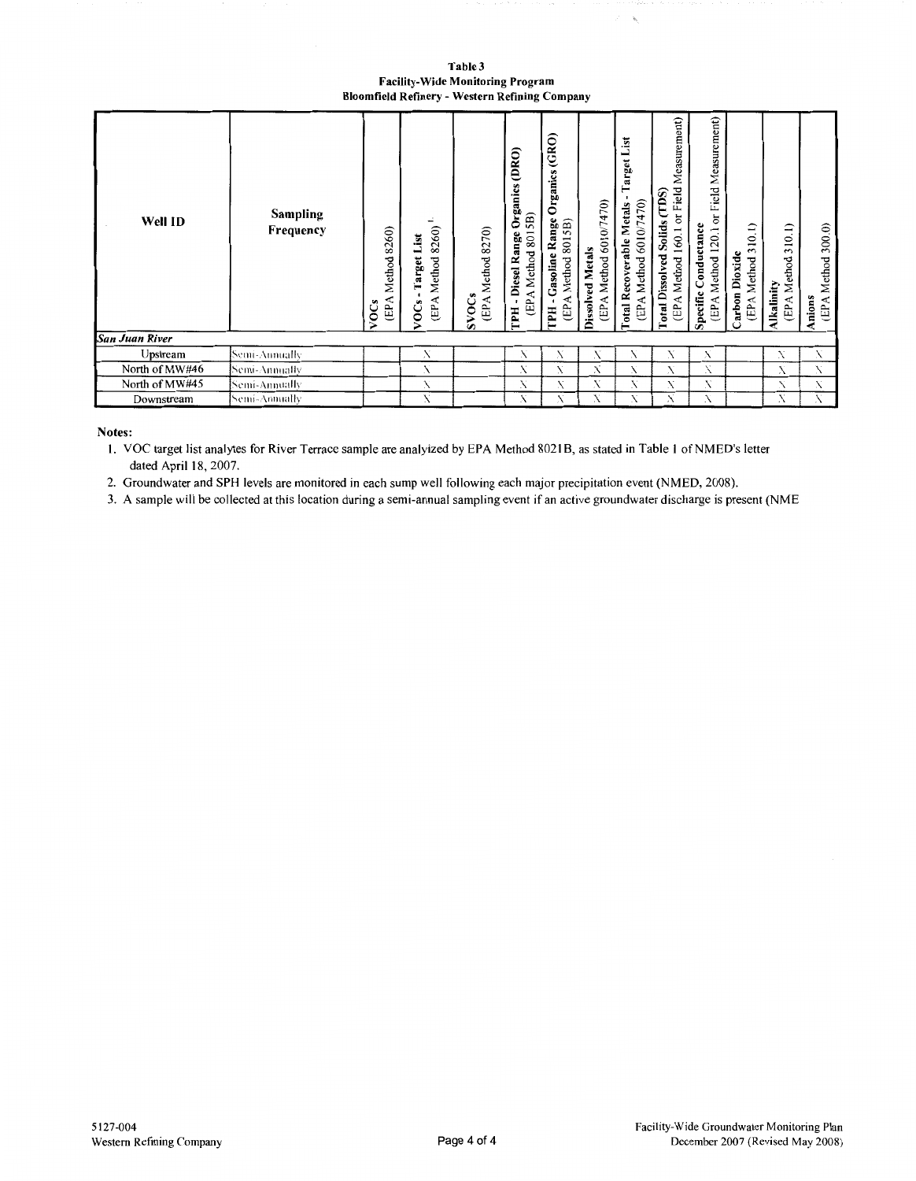# Table 3
## Facility-Wide Monitoring Program
### Bloomfield Refinery - Western Refining Company

| Well ID | Sampling Frequency | VOCs (EPA Method 8260) | VOCs - Target List (EPA Method 8260) [1] | SVOCs (EPA Method 8270) | TPH - Diesel Range Organics (DRO) (EPA Method 8015B) | TPH - Gasoline Range Organics (GRO) (EPA Method 8015B) | Dissolved Metals (EPA Method 6010/7470) | Total Recoverable Metals - Target List (EPA Method 6010/7470) | Total Dissolved Solids (TDS) (EPA Method 160.1 or Field Measurement) | Specific Conductance (EPA Method 120.1 or Field Measurement) | Carbon Dioxide (EPA Method 310.1) | Alkalinity (EPA Method 310.1) | Anions (EPA Method 300.0) |
|---|---|---|---|---|---|---|---|---|---|---|---|---|---|
| ***San Juan River*** | | | | | | | | | | | | | |
| Upstream | Semi-Annually | | X | | X | X | X | X | X | X | | X | X |
| North of MW#46 | Semi-Annually | | X | | X | X | X | X | X | X | | X | X |
| North of MW#45 | Semi-Annually | | X | | X | X | X | X | X | X | | X | X |
| Downstream | Semi-Annually | | X | | X | X | X | X | X | X | | X | X |

**Notes:**

1. VOC target list analytes for River Terrace sample are analyized by EPA Method 8021B, as stated in Table 1 of NMED's letter dated April 18, 2007.
2. Groundwater and SPH levels are monitored in each sump well following each major precipitation event (NMED, 2008).
3. A sample will be collected at this location during a semi-annual sampling event if an active groundwater discharge is present (NME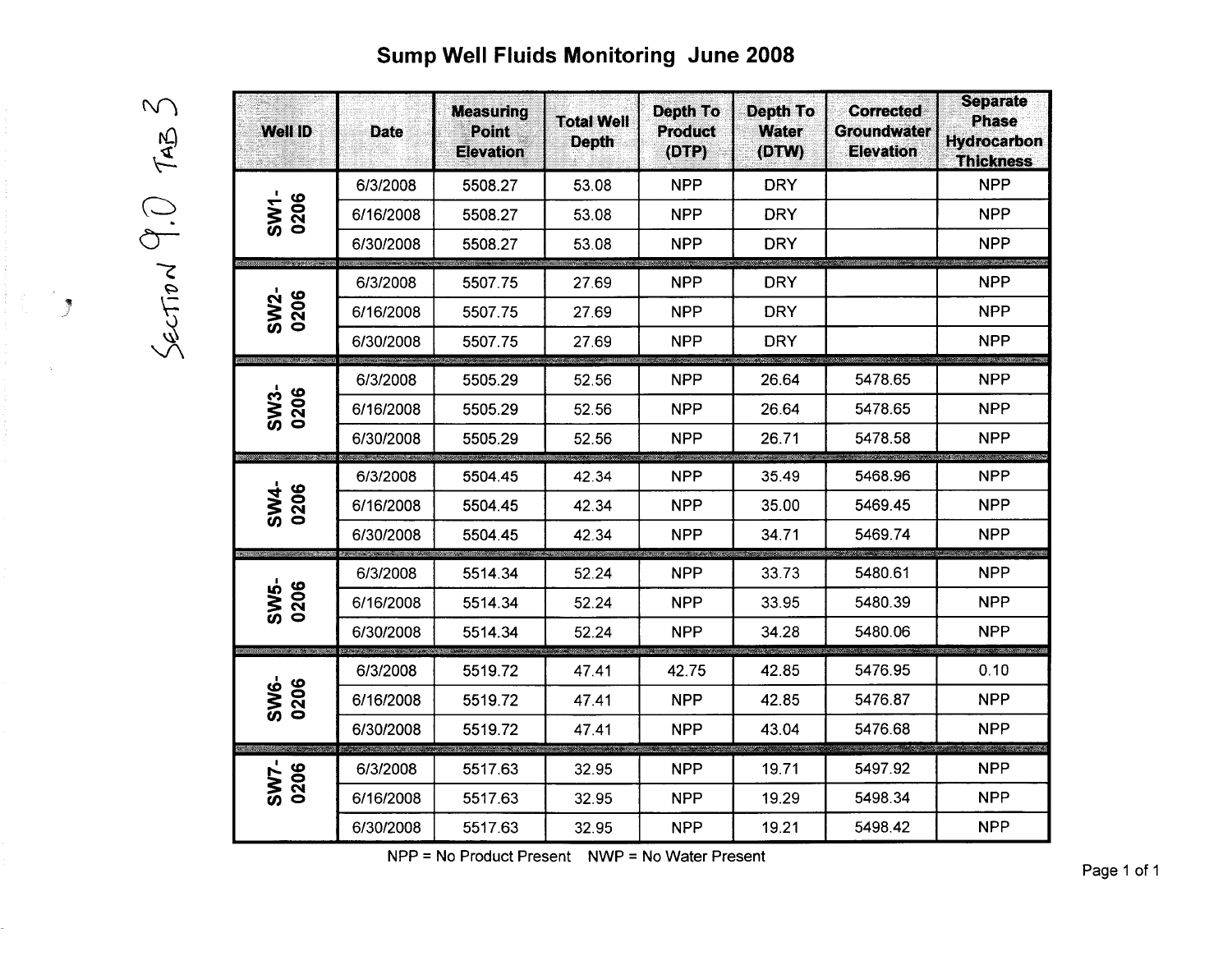# Sump Well Fluids Monitoring June 2008

Section 9.0 Tab 3

| Well ID | Date | Measuring Point Elevation | Total Well Depth | Depth To Product (DTP) | Depth To Water (DTW) | Corrected Groundwater Elevation | Separate Phase Hydrocarbon Thickness |
|---|---|---|---|---|---|---|---|
| SW1-0206 | 6/3/2008 | 5508.27 | 53.08 | NPP | DRY | | NPP |
| | 6/16/2008 | 5508.27 | 53.08 | NPP | DRY | | NPP |
| | 6/30/2008 | 5508.27 | 53.08 | NPP | DRY | | NPP |
| SW2-0206 | 6/3/2008 | 5507.75 | 27.69 | NPP | DRY | | NPP |
| | 6/16/2008 | 5507.75 | 27.69 | NPP | DRY | | NPP |
| | 6/30/2008 | 5507.75 | 27.69 | NPP | DRY | | NPP |
| SW3-0206 | 6/3/2008 | 5505.29 | 52.56 | NPP | 26.64 | 5478.65 | NPP |
| | 6/16/2008 | 5505.29 | 52.56 | NPP | 26.64 | 5478.65 | NPP |
| | 6/30/2008 | 5505.29 | 52.56 | NPP | 26.71 | 5478.58 | NPP |
| SW4-0206 | 6/3/2008 | 5504.45 | 42.34 | NPP | 35.49 | 5468.96 | NPP |
| | 6/16/2008 | 5504.45 | 42.34 | NPP | 35.00 | 5469.45 | NPP |
| | 6/30/2008 | 5504.45 | 42.34 | NPP | 34.71 | 5469.74 | NPP |
| SW5-0206 | 6/3/2008 | 5514.34 | 52.24 | NPP | 33.73 | 5480.61 | NPP |
| | 6/16/2008 | 5514.34 | 52.24 | NPP | 33.95 | 5480.39 | NPP |
| | 6/30/2008 | 5514.34 | 52.24 | NPP | 34.28 | 5480.06 | NPP |
| SW6-0206 | 6/3/2008 | 5519.72 | 47.41 | 42.75 | 42.85 | 5476.95 | 0.10 |
| | 6/16/2008 | 5519.72 | 47.41 | NPP | 42.85 | 5476.87 | NPP |
| | 6/30/2008 | 5519.72 | 47.41 | NPP | 43.04 | 5476.68 | NPP |
| SW7-0206 | 6/3/2008 | 5517.63 | 32.95 | NPP | 19.71 | 5497.92 | NPP |
| | 6/16/2008 | 5517.63 | 32.95 | NPP | 19.29 | 5498.34 | NPP |
| | 6/30/2008 | 5517.63 | 32.95 | NPP | 19.21 | 5498.42 | NPP |

NPP = No Product Present NWP = No Water Present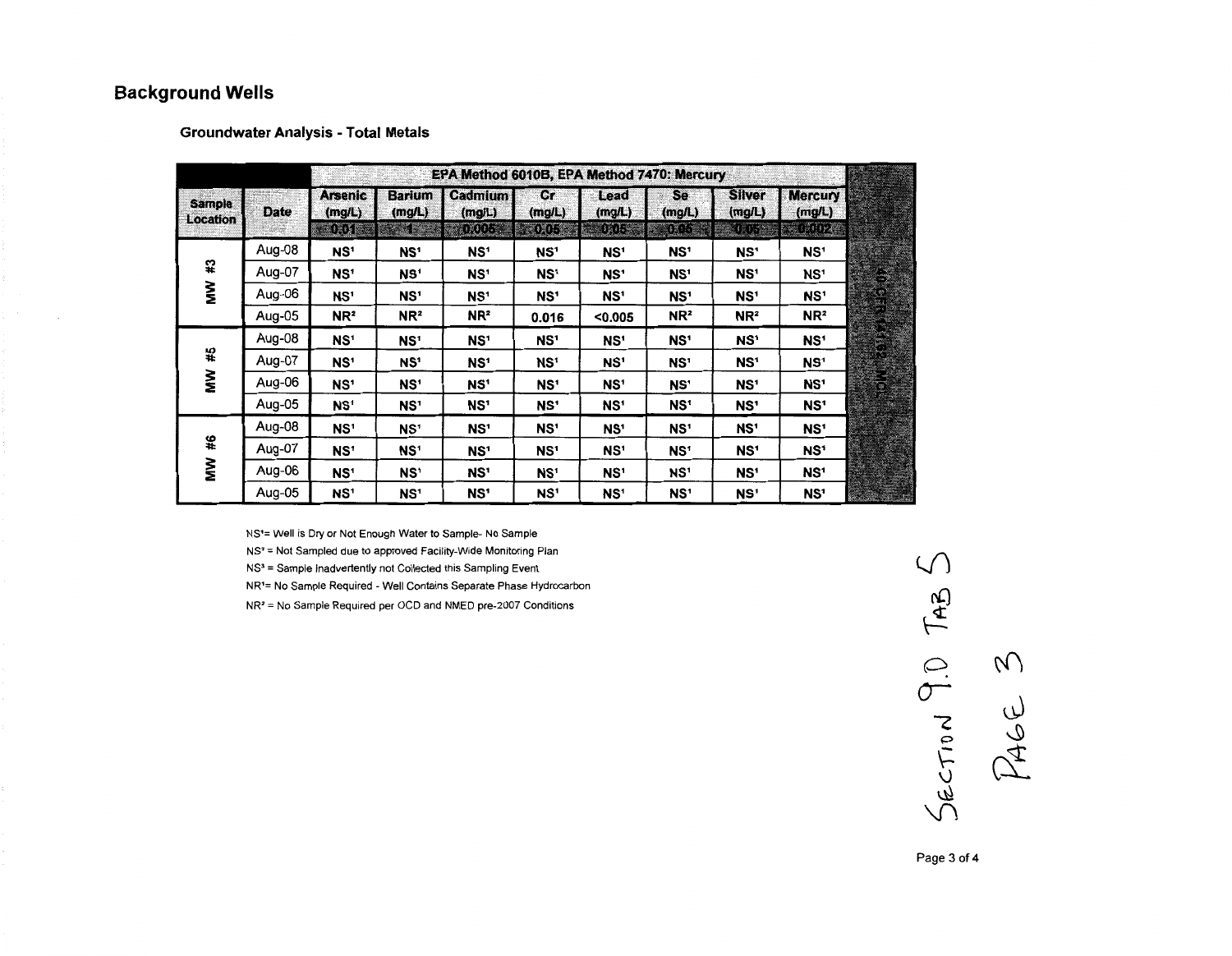## Background Wells

### Groundwater Analysis - Total Metals

| Sample Location | Date | Arsenic (mg/L) | Barium (mg/L) | Cadmium (mg/L) | Cr (mg/L) | Lead (mg/L) | Se (mg/L) | Silver (mg/L) | Mercury (mg/L) |
|---|---|---|---|---|---|---|---|---|---|
| | | EPA Method 6010B, EPA Method 7470: Mercury | | | | | | | |
| 40 CFR 141.62 MCL | | 0.01 | 1 | 0.005 | 0.05 | 0.05 | 0.05 | 0.05 | 0.002 |
| MW #3 | Aug-08 | NS[1] | NS[1] | NS[1] | NS[1] | NS[1] | NS[1] | NS[1] | NS[1] |
| | Aug-07 | NS[1] | NS[1] | NS[1] | NS[1] | NS[1] | NS[1] | NS[1] | NS[1] |
| | Aug-06 | NS[1] | NS[1] | NS[1] | NS[1] | NS[1] | NS[1] | NS[1] | NS[1] |
| | Aug-05 | NR[2] | NR[2] | NR[2] | 0.016 | <0.005 | NR[2] | NR[2] | NR[2] |
| MW #5 | Aug-08 | NS[1] | NS[1] | NS[1] | NS[1] | NS[1] | NS[1] | NS[1] | NS[1] |
| | Aug-07 | NS[1] | NS[1] | NS[1] | NS[1] | NS[1] | NS[1] | NS[1] | NS[1] |
| | Aug-06 | NS[1] | NS[1] | NS[1] | NS[1] | NS[1] | NS[1] | NS[1] | NS[1] |
| | Aug-05 | NS[1] | NS[1] | NS[1] | NS[1] | NS[1] | NS[1] | NS[1] | NS[1] |
| MW #6 | Aug-08 | NS[1] | NS[1] | NS[1] | NS[1] | NS[1] | NS[1] | NS[1] | NS[1] |
| | Aug-07 | NS[1] | NS[1] | NS[1] | NS[1] | NS[1] | NS[1] | NS[1] | NS[1] |
| | Aug-06 | NS[1] | NS[1] | NS[1] | NS[1] | NS[1] | NS[1] | NS[1] | NS[1] |
| | Aug-05 | NS[1] | NS[1] | NS[1] | NS[1] | NS[1] | NS[1] | NS[1] | NS[1] |

NS[1] = Well is Dry or Not Enough Water to Sample- No Sample

NS[2] = Not Sampled due to approved Facility-Wide Monitoring Plan

NS[3] = Sample Inadvertently not Collected this Sampling Event

NR[1] = No Sample Required - Well Contains Separate Phase Hydrocarbon

NR[2] = No Sample Required per OCD and NMED pre-2007 Conditions

Section 9.0 Tab 5
Page 3